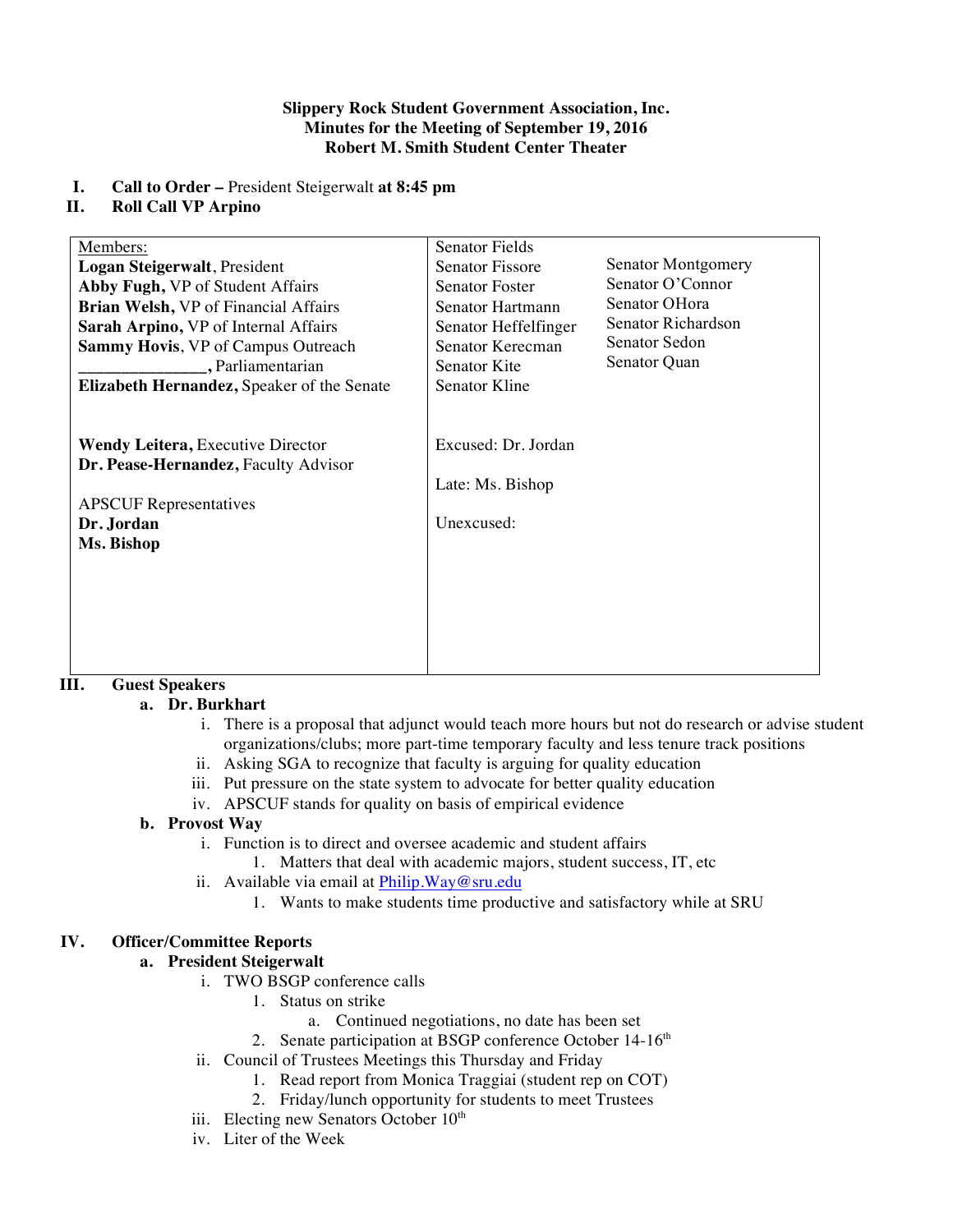**Slippery Rock Student Government Association, Inc.**
**Minutes for the Meeting of September 19, 2016**
**Robert M. Smith Student Center Theater**

**I. Call to Order –** President Steigerwalt **at 8:45 pm**

**II. Roll Call VP Arpino**

| Members: | | |
|---|---|---|
| **Logan Steigerwalt**, President | Senator Fields | |
| **Abby Fugh,** VP of Student Affairs | Senator Fissore | Senator Montgomery |
| **Brian Welsh,** VP of Financial Affairs | Senator Foster | Senator O'Connor |
| **Sarah Arpino,** VP of Internal Affairs | Senator Hartmann | Senator OHora |
| **Sammy Hovis**, VP of Campus Outreach | Senator Heffelfinger | Senator Richardson |
| _______________, Parliamentarian | Senator Kerecman | Senator Sedon |
| **Elizabeth Hernandez,** Speaker of the Senate | Senator Kite | Senator Quan |
| | Senator Kline | |
| **Wendy Leitera,** Executive Director | Excused: Dr. Jordan | |
| **Dr. Pease-Hernandez,** Faculty Advisor | Late: Ms. Bishop | |
| APSCUF Representatives | Unexcused: | |
| **Dr. Jordan** | | |
| **Ms. Bishop** | | |

**III. Guest Speakers**

**a. Dr. Burkhart**

i. There is a proposal that adjunct would teach more hours but not do research or advise student organizations/clubs; more part-time temporary faculty and less tenure track positions

ii. Asking SGA to recognize that faculty is arguing for quality education

iii. Put pressure on the state system to advocate for better quality education

iv. APSCUF stands for quality on basis of empirical evidence

**b. Provost Way**

i. Function is to direct and oversee academic and student affairs

1. Matters that deal with academic majors, student success, IT, etc

ii. Available via email at Philip.Way@sru.edu

1. Wants to make students time productive and satisfactory while at SRU

**IV. Officer/Committee Reports**

**a. President Steigerwalt**

i. TWO BSGP conference calls

1. Status on strike

a. Continued negotiations, no date has been set

2. Senate participation at BSGP conference October 14-16th

ii. Council of Trustees Meetings this Thursday and Friday

1. Read report from Monica Traggiai (student rep on COT)

2. Friday/lunch opportunity for students to meet Trustees

iii. Electing new Senators October 10th

iv. Liter of the Week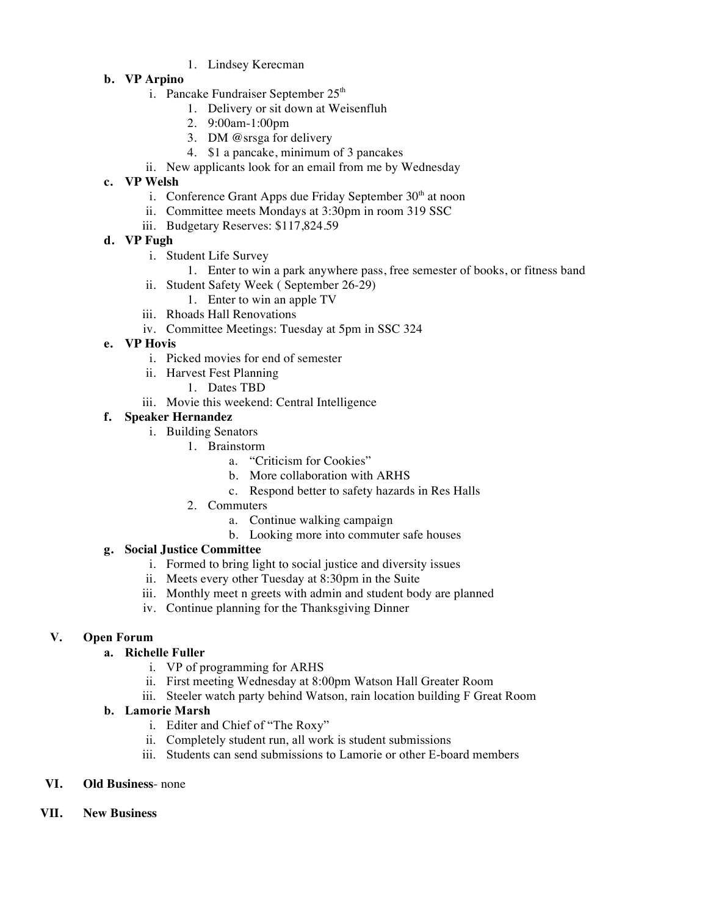1. Lindsey Kerecman

b. **VP Arpino**
   i. Pancake Fundraiser September 25th
      1. Delivery or sit down at Weisenfluh
      2. 9:00am-1:00pm
      3. DM @srsga for delivery
      4. $1 a pancake, minimum of 3 pancakes

   ii. New applicants look for an email from me by Wednesday

c. **VP Welsh**
   i. Conference Grant Apps due Friday September 30th at noon
   ii. Committee meets Mondays at 3:30pm in room 319 SSC
   iii. Budgetary Reserves: $117,824.59

d. **VP Fugh**
   i. Student Life Survey
      1. Enter to win a park anywhere pass, free semester of books, or fitness band

   ii. Student Safety Week ( September 26-29)
      1. Enter to win an apple TV

   iii. Rhoads Hall Renovations
   iv. Committee Meetings: Tuesday at 5pm in SSC 324

e. **VP Hovis**
   i. Picked movies for end of semester
   ii. Harvest Fest Planning
      1. Dates TBD

   iii. Movie this weekend: Central Intelligence

f. **Speaker Hernandez**
   i. Building Senators
      1. Brainstorm
         a. "Criticism for Cookies"
         b. More collaboration with ARHS
         c. Respond better to safety hazards in Res Halls

      2. Commuters
         a. Continue walking campaign
         b. Looking more into commuter safe houses

g. **Social Justice Committee**
   i. Formed to bring light to social justice and diversity issues
   ii. Meets every other Tuesday at 8:30pm in the Suite
   iii. Monthly meet n greets with admin and student body are planned
   iv. Continue planning for the Thanksgiving Dinner

## V. Open Forum

a. **Richelle Fuller**
   i. VP of programming for ARHS
   ii. First meeting Wednesday at 8:00pm Watson Hall Greater Room
   iii. Steeler watch party behind Watson, rain location building F Great Room

b. **Lamorie Marsh**
   i. Editer and Chief of "The Roxy"
   ii. Completely student run, all work is student submissions
   iii. Students can send submissions to Lamorie or other E-board members

## VI. Old Business- none

## VII. New Business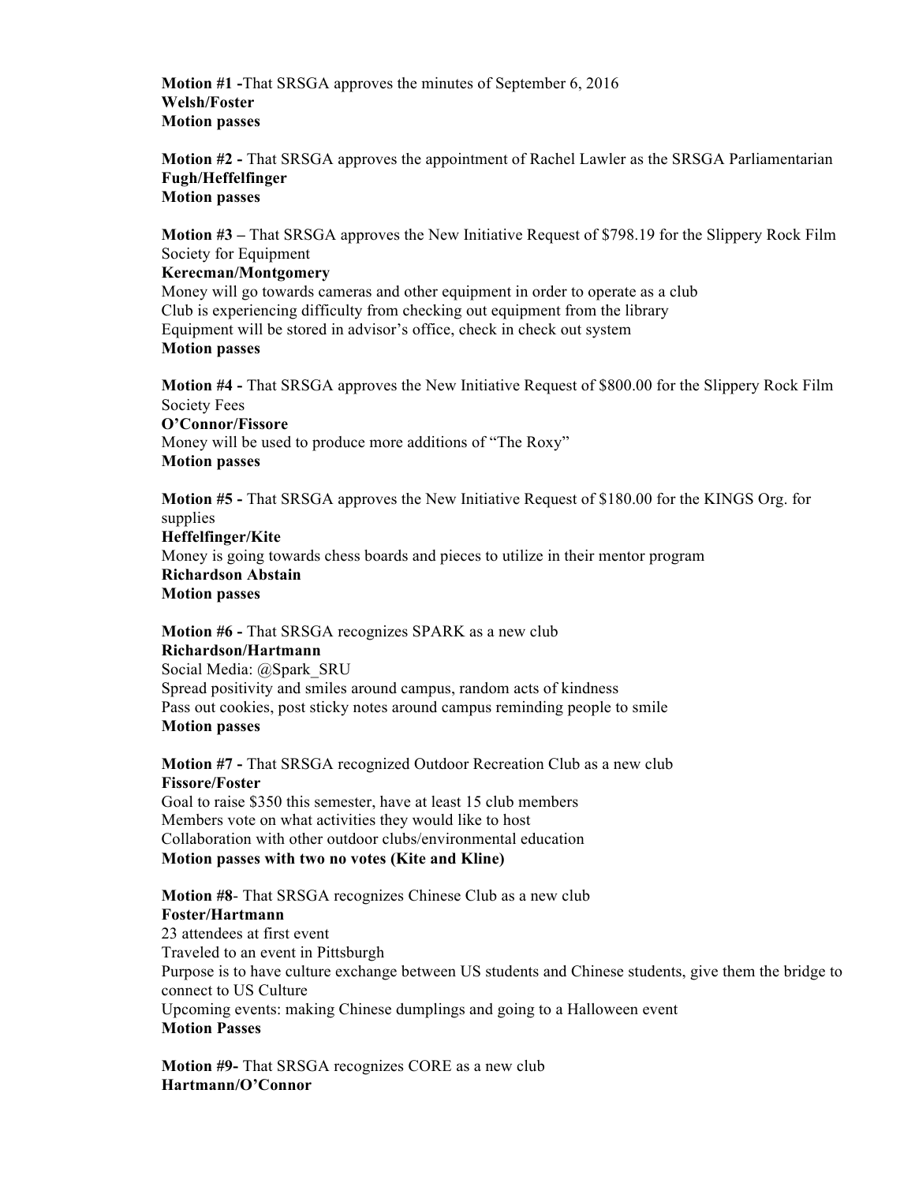**Motion #1 -**That SRSGA approves the minutes of September 6, 2016
**Welsh/Foster**
**Motion passes**

**Motion #2 -** That SRSGA approves the appointment of Rachel Lawler as the SRSGA Parliamentarian
**Fugh/Heffelfinger**
**Motion passes**

**Motion #3 –** That SRSGA approves the New Initiative Request of $798.19 for the Slippery Rock Film Society for Equipment
**Kerecman/Montgomery**
Money will go towards cameras and other equipment in order to operate as a club
Club is experiencing difficulty from checking out equipment from the library
Equipment will be stored in advisor's office, check in check out system
**Motion passes**

**Motion #4 -** That SRSGA approves the New Initiative Request of $800.00 for the Slippery Rock Film Society Fees
**O'Connor/Fissore**
Money will be used to produce more additions of "The Roxy"
**Motion passes**

**Motion #5 -** That SRSGA approves the New Initiative Request of $180.00 for the KINGS Org. for supplies
**Heffelfinger/Kite**
Money is going towards chess boards and pieces to utilize in their mentor program
**Richardson Abstain**
**Motion passes**

**Motion #6 -** That SRSGA recognizes SPARK as a new club
**Richardson/Hartmann**
Social Media: @Spark_SRU
Spread positivity and smiles around campus, random acts of kindness
Pass out cookies, post sticky notes around campus reminding people to smile
**Motion passes**

**Motion #7 -** That SRSGA recognized Outdoor Recreation Club as a new club
**Fissore/Foster**
Goal to raise $350 this semester, have at least 15 club members
Members vote on what activities they would like to host
Collaboration with other outdoor clubs/environmental education
**Motion passes with two no votes (Kite and Kline)**

**Motion #8**- That SRSGA recognizes Chinese Club as a new club
**Foster/Hartmann**
23 attendees at first event
Traveled to an event in Pittsburgh
Purpose is to have culture exchange between US students and Chinese students, give them the bridge to connect to US Culture
Upcoming events: making Chinese dumplings and going to a Halloween event
**Motion Passes**

**Motion #9-** That SRSGA recognizes CORE as a new club
**Hartmann/O'Connor**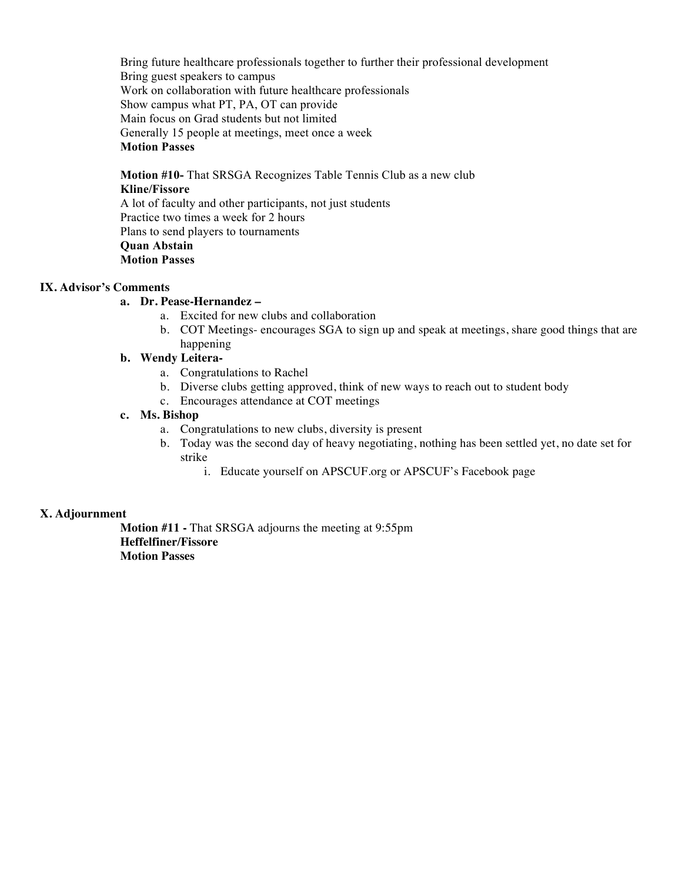Bring future healthcare professionals together to further their professional development
Bring guest speakers to campus
Work on collaboration with future healthcare professionals
Show campus what PT, PA, OT can provide
Main focus on Grad students but not limited
Generally 15 people at meetings, meet once a week
**Motion Passes**

**Motion #10-** That SRSGA Recognizes Table Tennis Club as a new club
**Kline/Fissore**
A lot of faculty and other participants, not just students
Practice two times a week for 2 hours
Plans to send players to tournaments
**Quan Abstain**
**Motion Passes**

## IX. Advisor's Comments

- **a. Dr. Pease-Hernandez –**
  - a. Excited for new clubs and collaboration
  - b. COT Meetings- encourages SGA to sign up and speak at meetings, share good things that are happening
- **b. Wendy Leitera-**
  - a. Congratulations to Rachel
  - b. Diverse clubs getting approved, think of new ways to reach out to student body
  - c. Encourages attendance at COT meetings
- **c. Ms. Bishop**
  - a. Congratulations to new clubs, diversity is present
  - b. Today was the second day of heavy negotiating, nothing has been settled yet, no date set for strike
    - i. Educate yourself on APSCUF.org or APSCUF's Facebook page

## X. Adjournment

**Motion #11 -** That SRSGA adjourns the meeting at 9:55pm
**Heffelfiner/Fissore**
**Motion Passes**